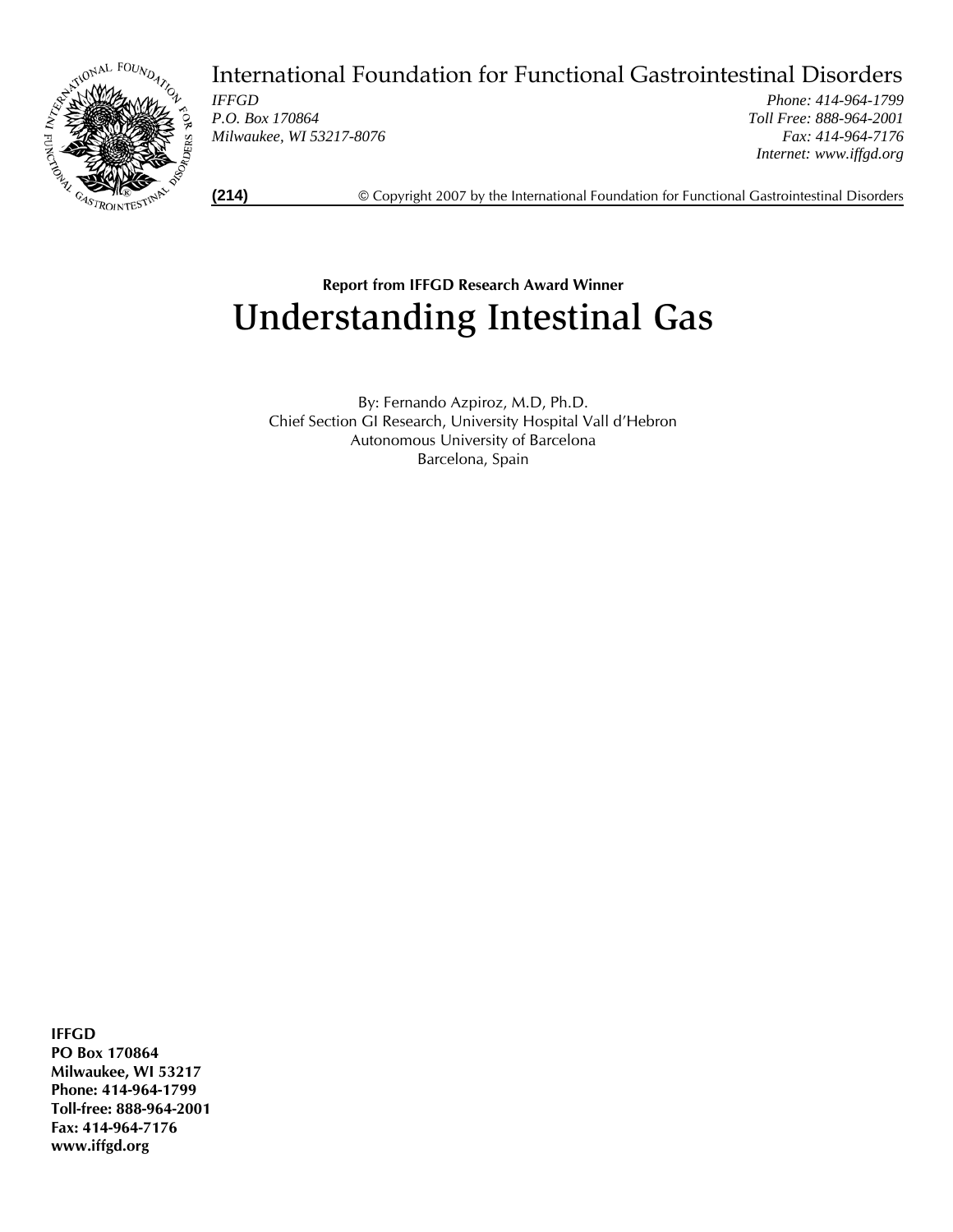International Foundation for Functional Gastrointestinal Disorders

*IFFGD*
*P.O. Box 170864*
*Milwaukee, WI 53217-8076*

*Phone: 414-964-1799*
*Toll Free: 888-964-2001*
*Fax: 414-964-7176*
*Internet: www.iffgd.org*

**(214)** © Copyright 2007 by the International Foundation for Functional Gastrointestinal Disorders

**Report from IFFGD Research Award Winner**

# Understanding Intestinal Gas

By: Fernando Azpiroz, M.D, Ph.D.
Chief Section GI Research, University Hospital Vall d'Hebron
Autonomous University of Barcelona
Barcelona, Spain

**IFFGD**
**PO Box 170864**
**Milwaukee, WI 53217**
**Phone: 414-964-1799**
**Toll-free: 888-964-2001**
**Fax: 414-964-7176**
**www.iffgd.org**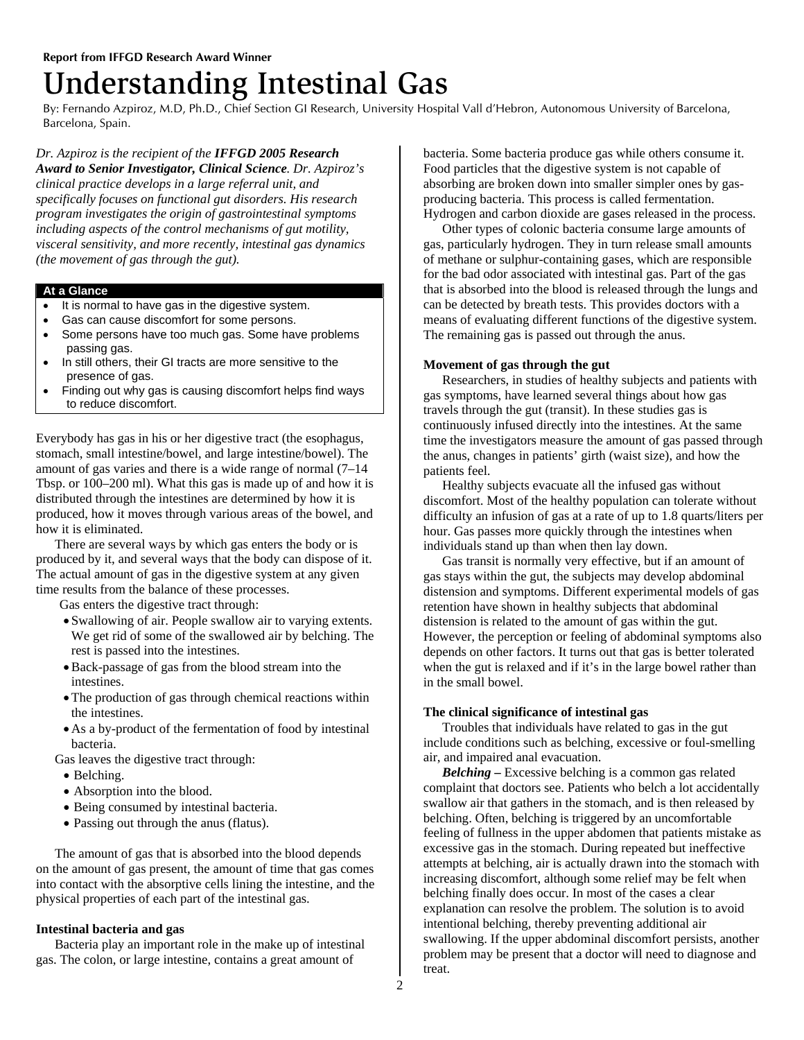**Report from IFFGD Research Award Winner**

# Understanding Intestinal Gas

By: Fernando Azpiroz, M.D, Ph.D., Chief Section GI Research, University Hospital Vall d'Hebron, Autonomous University of Barcelona, Barcelona, Spain.

*Dr. Azpiroz is the recipient of the **IFFGD 2005 Research Award to Senior Investigator, Clinical Science**. Dr. Azpiroz's clinical practice develops in a large referral unit, and specifically focuses on functional gut disorders. His research program investigates the origin of gastrointestinal symptoms including aspects of the control mechanisms of gut motility, visceral sensitivity, and more recently, intestinal gas dynamics (the movement of gas through the gut).*

**At a Glance**

- It is normal to have gas in the digestive system.
- Gas can cause discomfort for some persons.
- Some persons have too much gas. Some have problems passing gas.
- In still others, their GI tracts are more sensitive to the presence of gas.
- Finding out why gas is causing discomfort helps find ways to reduce discomfort.

Everybody has gas in his or her digestive tract (the esophagus, stomach, small intestine/bowel, and large intestine/bowel). The amount of gas varies and there is a wide range of normal (7–14 Tbsp. or 100–200 ml). What this gas is made up of and how it is distributed through the intestines are determined by how it is produced, how it moves through various areas of the bowel, and how it is eliminated.

There are several ways by which gas enters the body or is produced by it, and several ways that the body can dispose of it. The actual amount of gas in the digestive system at any given time results from the balance of these processes.

Gas enters the digestive tract through:

- Swallowing of air. People swallow air to varying extents. We get rid of some of the swallowed air by belching. The rest is passed into the intestines.
- Back-passage of gas from the blood stream into the intestines.
- The production of gas through chemical reactions within the intestines.
- As a by-product of the fermentation of food by intestinal bacteria.

Gas leaves the digestive tract through:

- Belching.
- Absorption into the blood.
- Being consumed by intestinal bacteria.
- Passing out through the anus (flatus).

The amount of gas that is absorbed into the blood depends on the amount of gas present, the amount of time that gas comes into contact with the absorptive cells lining the intestine, and the physical properties of each part of the intestinal gas.

### Intestinal bacteria and gas

Bacteria play an important role in the make up of intestinal gas. The colon, or large intestine, contains a great amount of bacteria. Some bacteria produce gas while others consume it. Food particles that the digestive system is not capable of absorbing are broken down into smaller simpler ones by gas-producing bacteria. This process is called fermentation. Hydrogen and carbon dioxide are gases released in the process.

Other types of colonic bacteria consume large amounts of gas, particularly hydrogen. They in turn release small amounts of methane or sulphur-containing gases, which are responsible for the bad odor associated with intestinal gas. Part of the gas that is absorbed into the blood is released through the lungs and can be detected by breath tests. This provides doctors with a means of evaluating different functions of the digestive system. The remaining gas is passed out through the anus.

### Movement of gas through the gut

Researchers, in studies of healthy subjects and patients with gas symptoms, have learned several things about how gas travels through the gut (transit). In these studies gas is continuously infused directly into the intestines. At the same time the investigators measure the amount of gas passed through the anus, changes in patients' girth (waist size), and how the patients feel.

Healthy subjects evacuate all the infused gas without discomfort. Most of the healthy population can tolerate without difficulty an infusion of gas at a rate of up to 1.8 quarts/liters per hour. Gas passes more quickly through the intestines when individuals stand up than when then lay down.

Gas transit is normally very effective, but if an amount of gas stays within the gut, the subjects may develop abdominal distension and symptoms. Different experimental models of gas retention have shown in healthy subjects that abdominal distension is related to the amount of gas within the gut. However, the perception or feeling of abdominal symptoms also depends on other factors. It turns out that gas is better tolerated when the gut is relaxed and if it's in the large bowel rather than in the small bowel.

### The clinical significance of intestinal gas

Troubles that individuals have related to gas in the gut include conditions such as belching, excessive or foul-smelling air, and impaired anal evacuation.

***Belching –*** Excessive belching is a common gas related complaint that doctors see. Patients who belch a lot accidentally swallow air that gathers in the stomach, and is then released by belching. Often, belching is triggered by an uncomfortable feeling of fullness in the upper abdomen that patients mistake as excessive gas in the stomach. During repeated but ineffective attempts at belching, air is actually drawn into the stomach with increasing discomfort, although some relief may be felt when belching finally does occur. In most of the cases a clear explanation can resolve the problem. The solution is to avoid intentional belching, thereby preventing additional air swallowing. If the upper abdominal discomfort persists, another problem may be present that a doctor will need to diagnose and treat.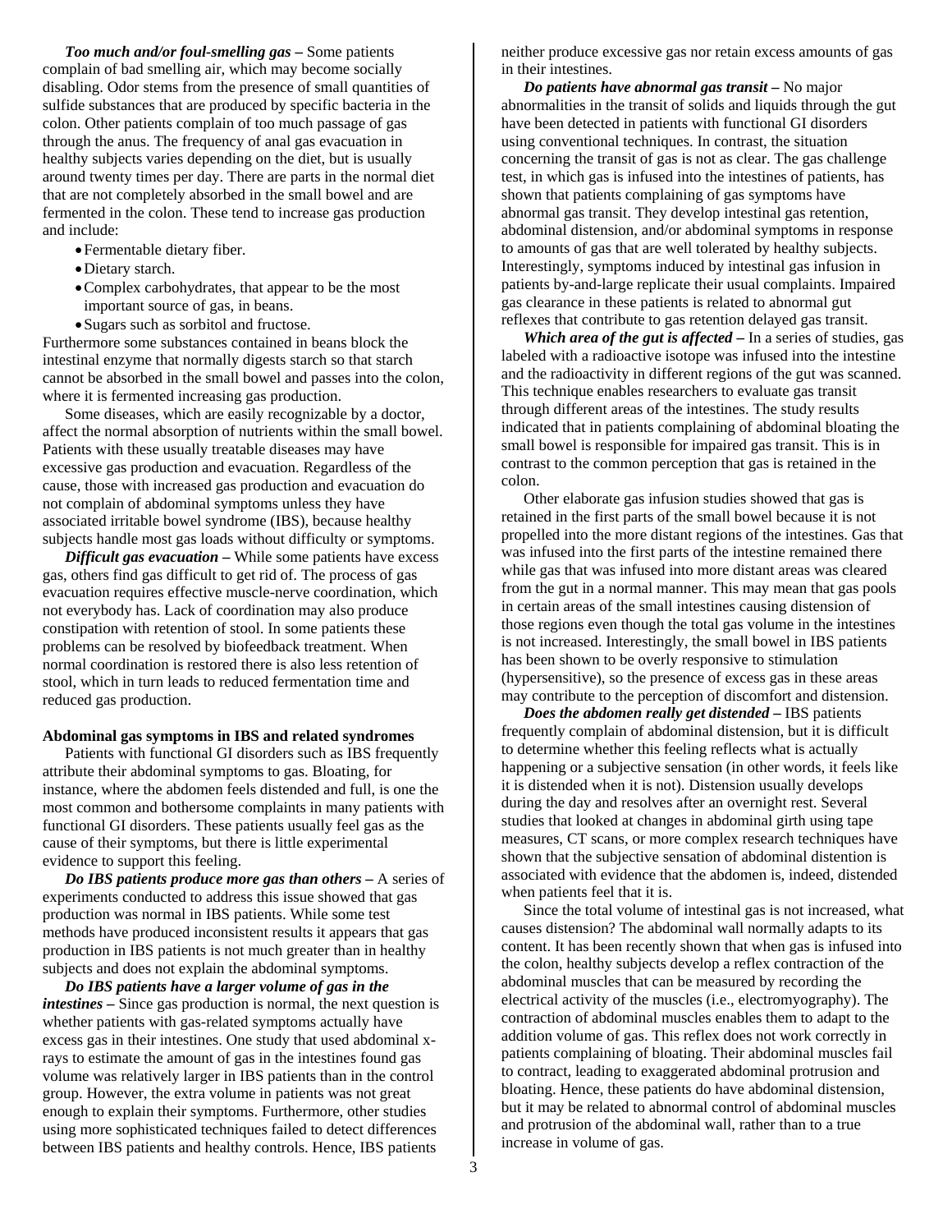***Too much and/or foul-smelling gas*** **–** Some patients complain of bad smelling air, which may become socially disabling. Odor stems from the presence of small quantities of sulfide substances that are produced by specific bacteria in the colon. Other patients complain of too much passage of gas through the anus. The frequency of anal gas evacuation in healthy subjects varies depending on the diet, but is usually around twenty times per day. There are parts in the normal diet that are not completely absorbed in the small bowel and are fermented in the colon. These tend to increase gas production and include:

- Fermentable dietary fiber.
- Dietary starch.
- Complex carbohydrates, that appear to be the most important source of gas, in beans.
- Sugars such as sorbitol and fructose.

Furthermore some substances contained in beans block the intestinal enzyme that normally digests starch so that starch cannot be absorbed in the small bowel and passes into the colon, where it is fermented increasing gas production.

Some diseases, which are easily recognizable by a doctor, affect the normal absorption of nutrients within the small bowel. Patients with these usually treatable diseases may have excessive gas production and evacuation. Regardless of the cause, those with increased gas production and evacuation do not complain of abdominal symptoms unless they have associated irritable bowel syndrome (IBS), because healthy subjects handle most gas loads without difficulty or symptoms.

***Difficult gas evacuation*** **–** While some patients have excess gas, others find gas difficult to get rid of. The process of gas evacuation requires effective muscle-nerve coordination, which not everybody has. Lack of coordination may also produce constipation with retention of stool. In some patients these problems can be resolved by biofeedback treatment. When normal coordination is restored there is also less retention of stool, which in turn leads to reduced fermentation time and reduced gas production.

**Abdominal gas symptoms in IBS and related syndromes**

Patients with functional GI disorders such as IBS frequently attribute their abdominal symptoms to gas. Bloating, for instance, where the abdomen feels distended and full, is one the most common and bothersome complaints in many patients with functional GI disorders. These patients usually feel gas as the cause of their symptoms, but there is little experimental evidence to support this feeling.

***Do IBS patients produce more gas than others*** **–** A series of experiments conducted to address this issue showed that gas production was normal in IBS patients. While some test methods have produced inconsistent results it appears that gas production in IBS patients is not much greater than in healthy subjects and does not explain the abdominal symptoms.

***Do IBS patients have a larger volume of gas in the intestines*** **–** Since gas production is normal, the next question is whether patients with gas-related symptoms actually have excess gas in their intestines. One study that used abdominal x-rays to estimate the amount of gas in the intestines found gas volume was relatively larger in IBS patients than in the control group. However, the extra volume in patients was not great enough to explain their symptoms. Furthermore, other studies using more sophisticated techniques failed to detect differences between IBS patients and healthy controls. Hence, IBS patients neither produce excessive gas nor retain excess amounts of gas in their intestines.

***Do patients have abnormal gas transit*** **–** No major abnormalities in the transit of solids and liquids through the gut have been detected in patients with functional GI disorders using conventional techniques. In contrast, the situation concerning the transit of gas is not as clear. The gas challenge test, in which gas is infused into the intestines of patients, has shown that patients complaining of gas symptoms have abnormal gas transit. They develop intestinal gas retention, abdominal distension, and/or abdominal symptoms in response to amounts of gas that are well tolerated by healthy subjects. Interestingly, symptoms induced by intestinal gas infusion in patients by-and-large replicate their usual complaints. Impaired gas clearance in these patients is related to abnormal gut reflexes that contribute to gas retention delayed gas transit.

***Which area of the gut is affected*** **–** In a series of studies, gas labeled with a radioactive isotope was infused into the intestine and the radioactivity in different regions of the gut was scanned. This technique enables researchers to evaluate gas transit through different areas of the intestines. The study results indicated that in patients complaining of abdominal bloating the small bowel is responsible for impaired gas transit. This is in contrast to the common perception that gas is retained in the colon.

Other elaborate gas infusion studies showed that gas is retained in the first parts of the small bowel because it is not propelled into the more distant regions of the intestines. Gas that was infused into the first parts of the intestine remained there while gas that was infused into more distant areas was cleared from the gut in a normal manner. This may mean that gas pools in certain areas of the small intestines causing distension of those regions even though the total gas volume in the intestines is not increased. Interestingly, the small bowel in IBS patients has been shown to be overly responsive to stimulation (hypersensitive), so the presence of excess gas in these areas may contribute to the perception of discomfort and distension.

***Does the abdomen really get distended*** **–** IBS patients frequently complain of abdominal distension, but it is difficult to determine whether this feeling reflects what is actually happening or a subjective sensation (in other words, it feels like it is distended when it is not). Distension usually develops during the day and resolves after an overnight rest. Several studies that looked at changes in abdominal girth using tape measures, CT scans, or more complex research techniques have shown that the subjective sensation of abdominal distention is associated with evidence that the abdomen is, indeed, distended when patients feel that it is.

Since the total volume of intestinal gas is not increased, what causes distension? The abdominal wall normally adapts to its content. It has been recently shown that when gas is infused into the colon, healthy subjects develop a reflex contraction of the abdominal muscles that can be measured by recording the electrical activity of the muscles (i.e., electromyography). The contraction of abdominal muscles enables them to adapt to the addition volume of gas. This reflex does not work correctly in patients complaining of bloating. Their abdominal muscles fail to contract, leading to exaggerated abdominal protrusion and bloating. Hence, these patients do have abdominal distension, but it may be related to abnormal control of abdominal muscles and protrusion of the abdominal wall, rather than to a true increase in volume of gas.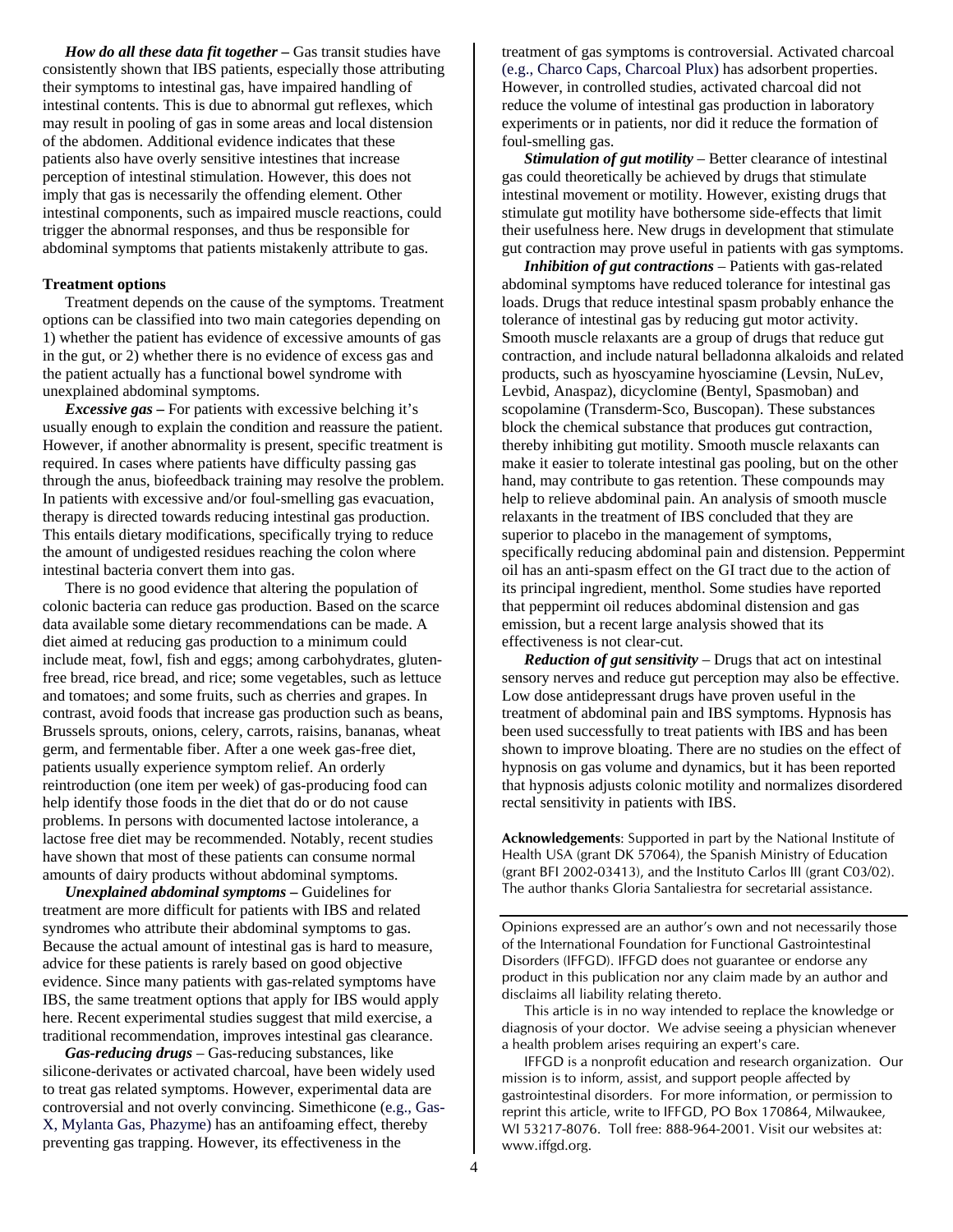***How do all these data fit together –*** Gas transit studies have consistently shown that IBS patients, especially those attributing their symptoms to intestinal gas, have impaired handling of intestinal contents. This is due to abnormal gut reflexes, which may result in pooling of gas in some areas and local distension of the abdomen. Additional evidence indicates that these patients also have overly sensitive intestines that increase perception of intestinal stimulation. However, this does not imply that gas is necessarily the offending element. Other intestinal components, such as impaired muscle reactions, could trigger the abnormal responses, and thus be responsible for abdominal symptoms that patients mistakenly attribute to gas.

**Treatment options**

Treatment depends on the cause of the symptoms. Treatment options can be classified into two main categories depending on 1) whether the patient has evidence of excessive amounts of gas in the gut, or 2) whether there is no evidence of excess gas and the patient actually has a functional bowel syndrome with unexplained abdominal symptoms.

***Excessive gas –*** For patients with excessive belching it's usually enough to explain the condition and reassure the patient. However, if another abnormality is present, specific treatment is required. In cases where patients have difficulty passing gas through the anus, biofeedback training may resolve the problem. In patients with excessive and/or foul-smelling gas evacuation, therapy is directed towards reducing intestinal gas production. This entails dietary modifications, specifically trying to reduce the amount of undigested residues reaching the colon where intestinal bacteria convert them into gas.

There is no good evidence that altering the population of colonic bacteria can reduce gas production. Based on the scarce data available some dietary recommendations can be made. A diet aimed at reducing gas production to a minimum could include meat, fowl, fish and eggs; among carbohydrates, gluten-free bread, rice bread, and rice; some vegetables, such as lettuce and tomatoes; and some fruits, such as cherries and grapes. In contrast, avoid foods that increase gas production such as beans, Brussels sprouts, onions, celery, carrots, raisins, bananas, wheat germ, and fermentable fiber. After a one week gas-free diet, patients usually experience symptom relief. An orderly reintroduction (one item per week) of gas-producing food can help identify those foods in the diet that do or do not cause problems. In persons with documented lactose intolerance, a lactose free diet may be recommended. Notably, recent studies have shown that most of these patients can consume normal amounts of dairy products without abdominal symptoms.

***Unexplained abdominal symptoms –*** Guidelines for treatment are more difficult for patients with IBS and related syndromes who attribute their abdominal symptoms to gas. Because the actual amount of intestinal gas is hard to measure, advice for these patients is rarely based on good objective evidence. Since many patients with gas-related symptoms have IBS, the same treatment options that apply for IBS would apply here. Recent experimental studies suggest that mild exercise, a traditional recommendation, improves intestinal gas clearance.

***Gas-reducing drugs*** – Gas-reducing substances, like silicone-derivates or activated charcoal, have been widely used to treat gas related symptoms. However, experimental data are controversial and not overly convincing. Simethicone (e.g., Gas-X, Mylanta Gas, Phazyme) has an antifoaming effect, thereby preventing gas trapping. However, its effectiveness in the treatment of gas symptoms is controversial. Activated charcoal (e.g., Charco Caps, Charcoal Plux) has adsorbent properties. However, in controlled studies, activated charcoal did not reduce the volume of intestinal gas production in laboratory experiments or in patients, nor did it reduce the formation of foul-smelling gas.

***Stimulation of gut motility*** – Better clearance of intestinal gas could theoretically be achieved by drugs that stimulate intestinal movement or motility. However, existing drugs that stimulate gut motility have bothersome side-effects that limit their usefulness here. New drugs in development that stimulate gut contraction may prove useful in patients with gas symptoms.

***Inhibition of gut contractions*** – Patients with gas-related abdominal symptoms have reduced tolerance for intestinal gas loads. Drugs that reduce intestinal spasm probably enhance the tolerance of intestinal gas by reducing gut motor activity. Smooth muscle relaxants are a group of drugs that reduce gut contraction, and include natural belladonna alkaloids and related products, such as hyoscyamine hyosciamine (Levsin, NuLev, Levbid, Anaspaz), dicyclomine (Bentyl, Spasmoban) and scopolamine (Transderm-Sco, Buscopan). These substances block the chemical substance that produces gut contraction, thereby inhibiting gut motility. Smooth muscle relaxants can make it easier to tolerate intestinal gas pooling, but on the other hand, may contribute to gas retention. These compounds may help to relieve abdominal pain. An analysis of smooth muscle relaxants in the treatment of IBS concluded that they are superior to placebo in the management of symptoms, specifically reducing abdominal pain and distension. Peppermint oil has an anti-spasm effect on the GI tract due to the action of its principal ingredient, menthol. Some studies have reported that peppermint oil reduces abdominal distension and gas emission, but a recent large analysis showed that its effectiveness is not clear-cut.

***Reduction of gut sensitivity*** – Drugs that act on intestinal sensory nerves and reduce gut perception may also be effective. Low dose antidepressant drugs have proven useful in the treatment of abdominal pain and IBS symptoms. Hypnosis has been used successfully to treat patients with IBS and has been shown to improve bloating. There are no studies on the effect of hypnosis on gas volume and dynamics, but it has been reported that hypnosis adjusts colonic motility and normalizes disordered rectal sensitivity in patients with IBS.

**Acknowledgements**: Supported in part by the National Institute of Health USA (grant DK 57064), the Spanish Ministry of Education (grant BFI 2002-03413), and the Instituto Carlos III (grant C03/02). The author thanks Gloria Santaliestra for secretarial assistance.

---

Opinions expressed are an author's own and not necessarily those of the International Foundation for Functional Gastrointestinal Disorders (IFFGD). IFFGD does not guarantee or endorse any product in this publication nor any claim made by an author and disclaims all liability relating thereto.

This article is in no way intended to replace the knowledge or diagnosis of your doctor. We advise seeing a physician whenever a health problem arises requiring an expert's care.

IFFGD is a nonprofit education and research organization. Our mission is to inform, assist, and support people affected by gastrointestinal disorders. For more information, or permission to reprint this article, write to IFFGD, PO Box 170864, Milwaukee, WI 53217-8076. Toll free: 888-964-2001. Visit our websites at: www.iffgd.org.